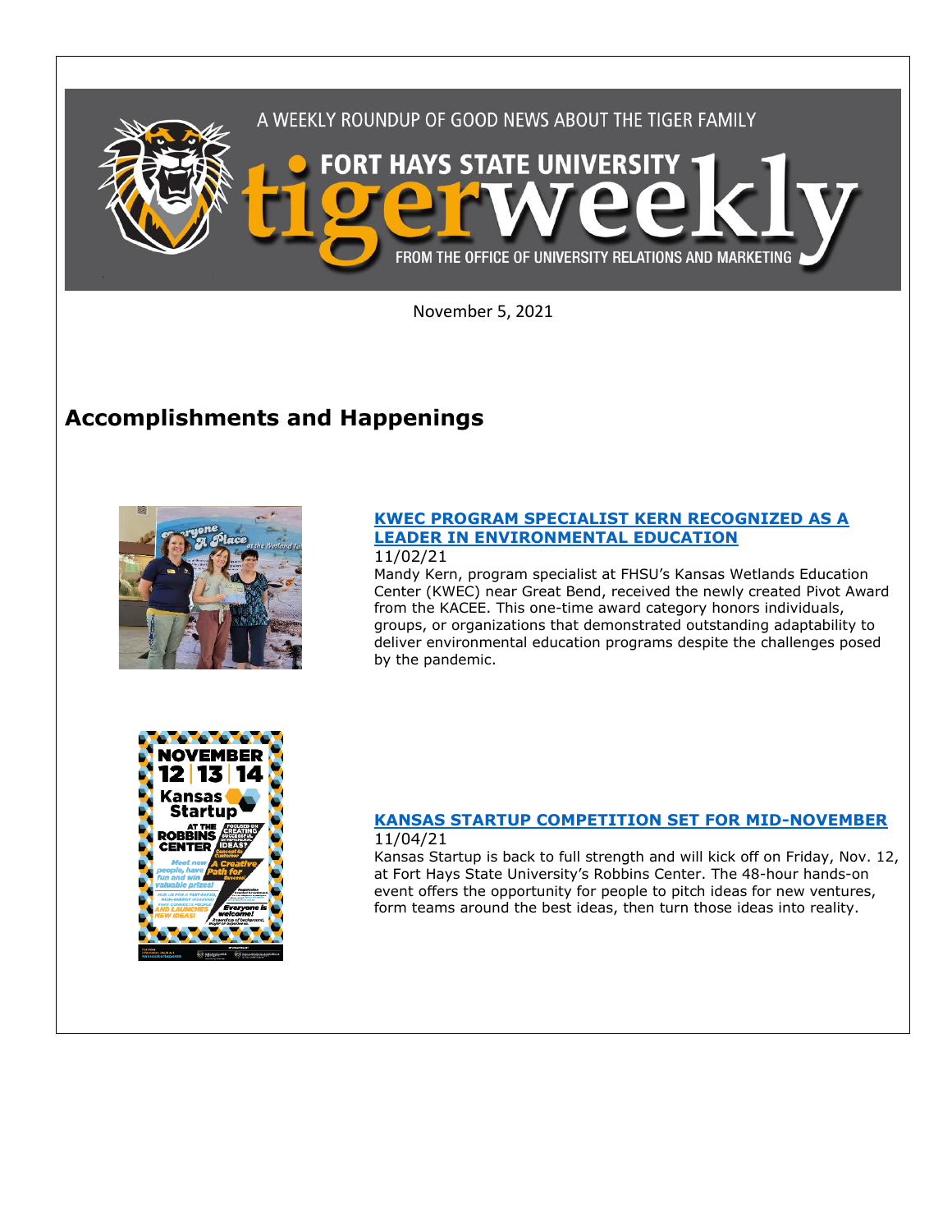A WEEKLY ROUNDUP OF GOOD NEWS ABOUT THE TIGER FAMILY

# FORT HAYS STATE UNIVERSITY tigerweekly

FROM THE OFFICE OF UNIVERSITY RELATIONS AND MARKETING

November 5, 2021

## Accomplishments and Happenings

### KWEC PROGRAM SPECIALIST KERN RECOGNIZED AS A LEADER IN ENVIRONMENTAL EDUCATION

11/02/21

Mandy Kern, program specialist at FHSU's Kansas Wetlands Education Center (KWEC) near Great Bend, received the newly created Pivot Award from the KACEE. This one-time award category honors individuals, groups, or organizations that demonstrated outstanding adaptability to deliver environmental education programs despite the challenges posed by the pandemic.

### KANSAS STARTUP COMPETITION SET FOR MID-NOVEMBER

11/04/21

Kansas Startup is back to full strength and will kick off on Friday, Nov. 12, at Fort Hays State University's Robbins Center. The 48-hour hands-on event offers the opportunity for people to pitch ideas for new ventures, form teams around the best ideas, then turn those ideas into reality.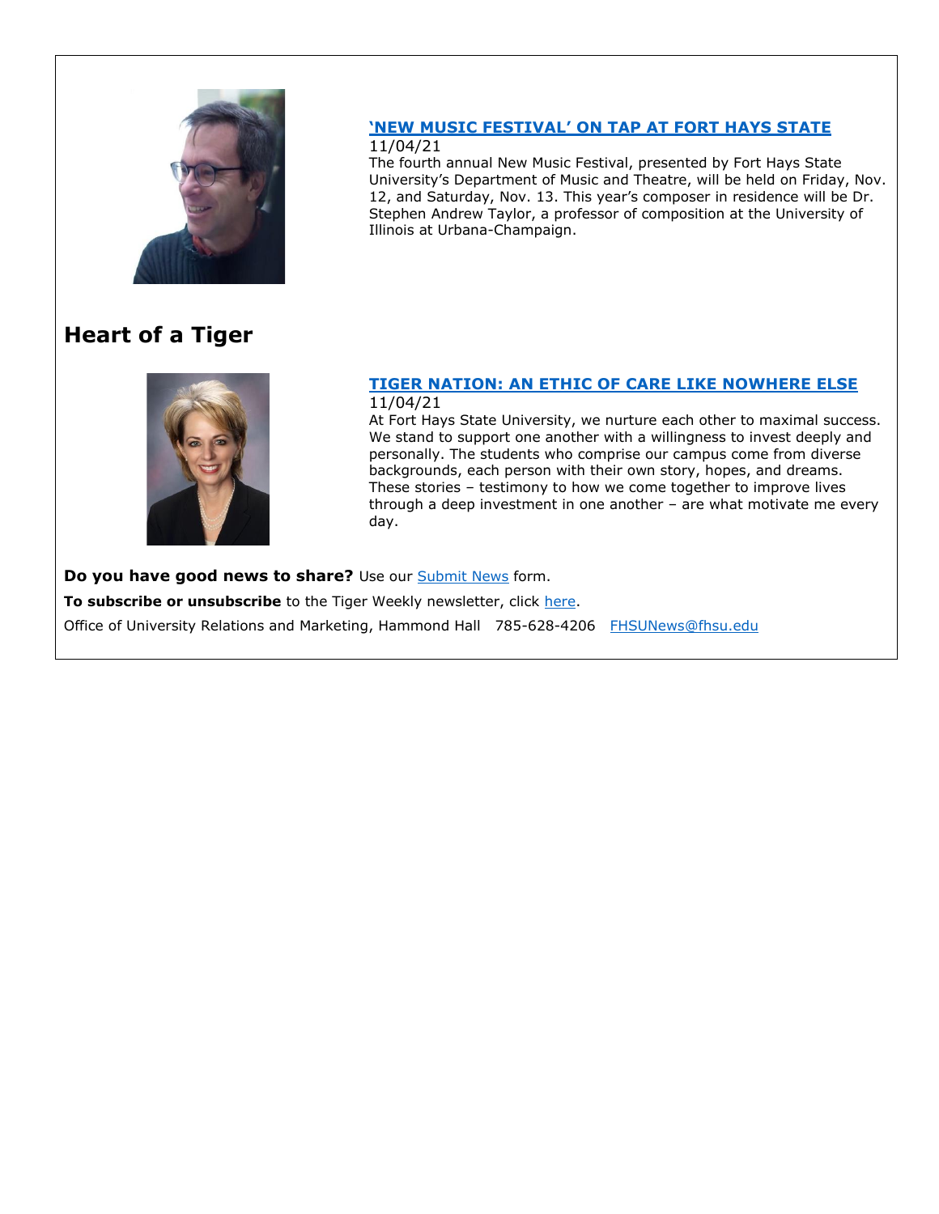**['NEW MUSIC FESTIVAL' ON TAP AT FORT HAYS STATE](#)**

11/04/21

The fourth annual New Music Festival, presented by Fort Hays State University's Department of Music and Theatre, will be held on Friday, Nov. 12, and Saturday, Nov. 13. This year's composer in residence will be Dr. Stephen Andrew Taylor, a professor of composition at the University of Illinois at Urbana-Champaign.

## Heart of a Tiger

**[TIGER NATION: AN ETHIC OF CARE LIKE NOWHERE ELSE](#)**

11/04/21

At Fort Hays State University, we nurture each other to maximal success. We stand to support one another with a willingness to invest deeply and personally. The students who comprise our campus come from diverse backgrounds, each person with their own story, hopes, and dreams. These stories – testimony to how we come together to improve lives through a deep investment in one another – are what motivate me every day.

**Do you have good news to share?** Use our Submit News form.

**To subscribe or unsubscribe** to the Tiger Weekly newsletter, click here.

Office of University Relations and Marketing, Hammond Hall 785-628-4206 FHSUNews@fhsu.edu